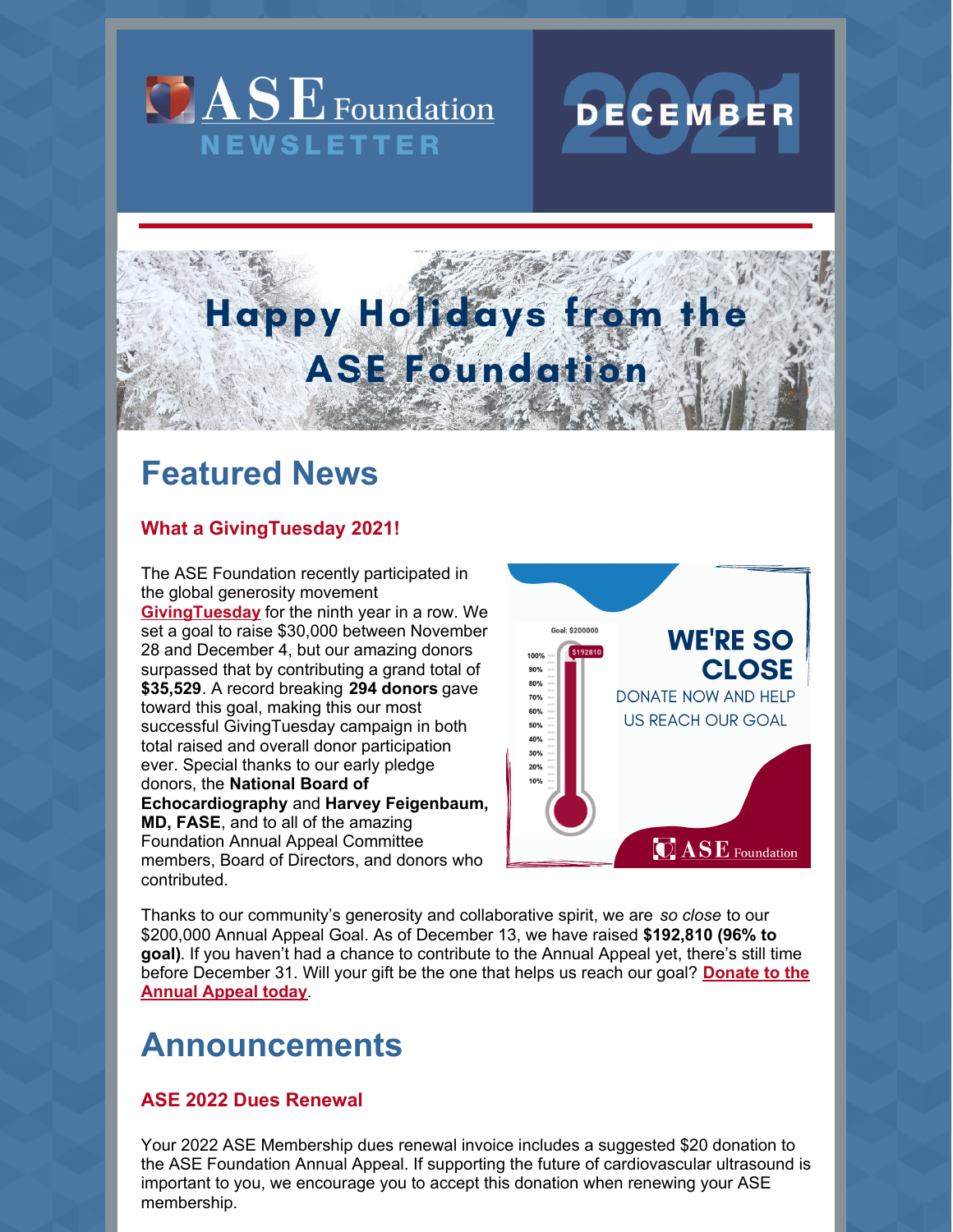# ASE Foundation NEWSLETTER

# DECEMBER 2021

## Happy Holidays from the ASE Foundation

# Featured News

### What a GivingTuesday 2021!

The ASE Foundation recently participated in the global generosity movement GivingTuesday for the ninth year in a row. We set a goal to raise $30,000 between November 28 and December 4, but our amazing donors surpassed that by contributing a grand total of **$35,529**. A record breaking **294 donors** gave toward this goal, making this our most successful GivingTuesday campaign in both total raised and overall donor participation ever. Special thanks to our early pledge donors, the **National Board of Echocardiography** and **Harvey Feigenbaum, MD, FASE**, and to all of the amazing Foundation Annual Appeal Committee members, Board of Directors, and donors who contributed.

Goal: $200000

$192810

**WE'RE SO CLOSE**

DONATE NOW AND HELP US REACH OUR GOAL

ASE Foundation

Thanks to our community's generosity and collaborative spirit, we are *so close* to our $200,000 Annual Appeal Goal. As of December 13, we have raised **$192,810 (96% to goal)**. If you haven't had a chance to contribute to the Annual Appeal yet, there's still time before December 31. Will your gift be the one that helps us reach our goal? **Donate to the Annual Appeal today**.

# Announcements

### ASE 2022 Dues Renewal

Your 2022 ASE Membership dues renewal invoice includes a suggested $20 donation to the ASE Foundation Annual Appeal. If supporting the future of cardiovascular ultrasound is important to you, we encourage you to accept this donation when renewing your ASE membership.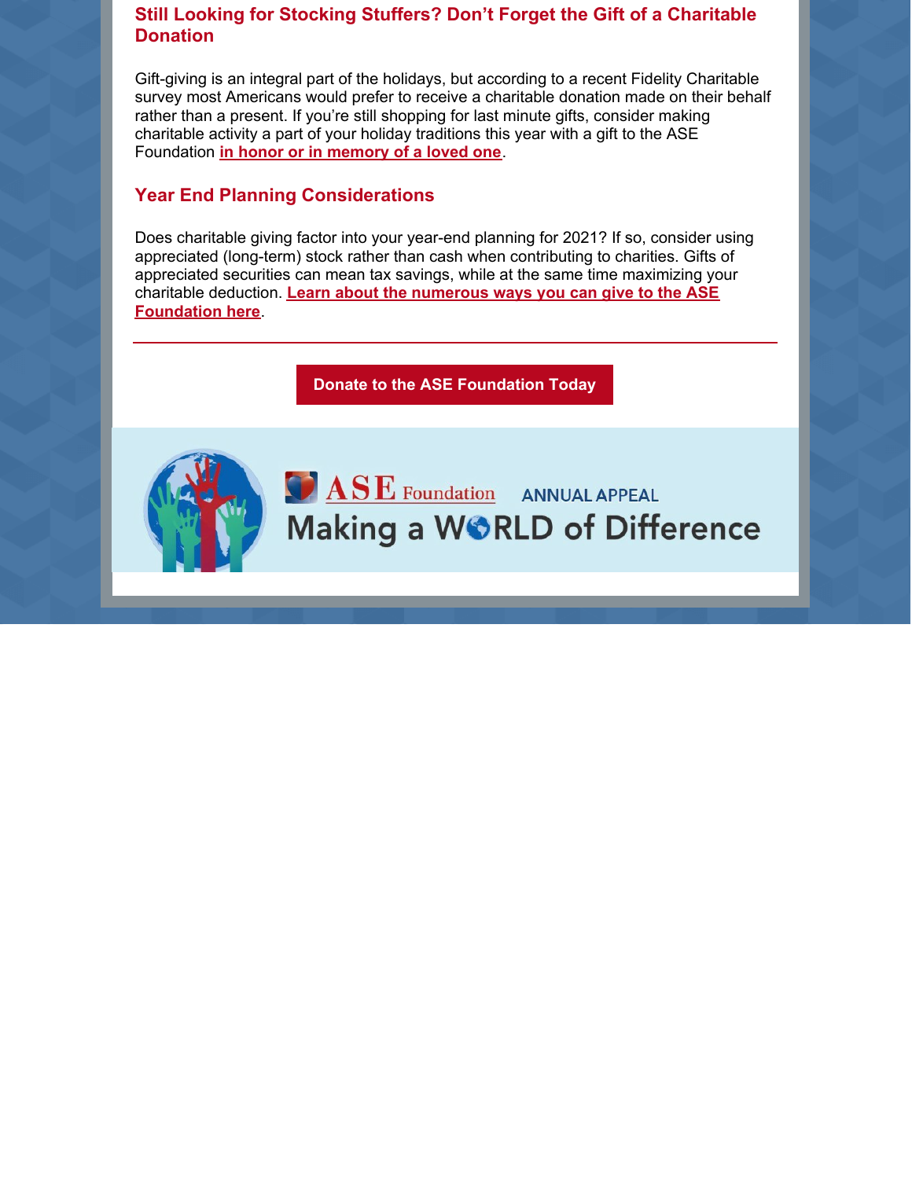## Still Looking for Stocking Stuffers? Don’t Forget the Gift of a Charitable Donation

Gift-giving is an integral part of the holidays, but according to a recent Fidelity Charitable survey most Americans would prefer to receive a charitable donation made on their behalf rather than a present. If you’re still shopping for last minute gifts, consider making charitable activity a part of your holiday traditions this year with a gift to the ASE Foundation **in honor or in memory of a loved one**.

## Year End Planning Considerations

Does charitable giving factor into your year-end planning for 2021? If so, consider using appreciated (long-term) stock rather than cash when contributing to charities. Gifts of appreciated securities can mean tax savings, while at the same time maximizing your charitable deduction. **Learn about the numerous ways you can give to the ASE Foundation here**.

---

**Donate to the ASE Foundation Today**

ASE Foundation ANNUAL APPEAL

Making a WORLD of Difference